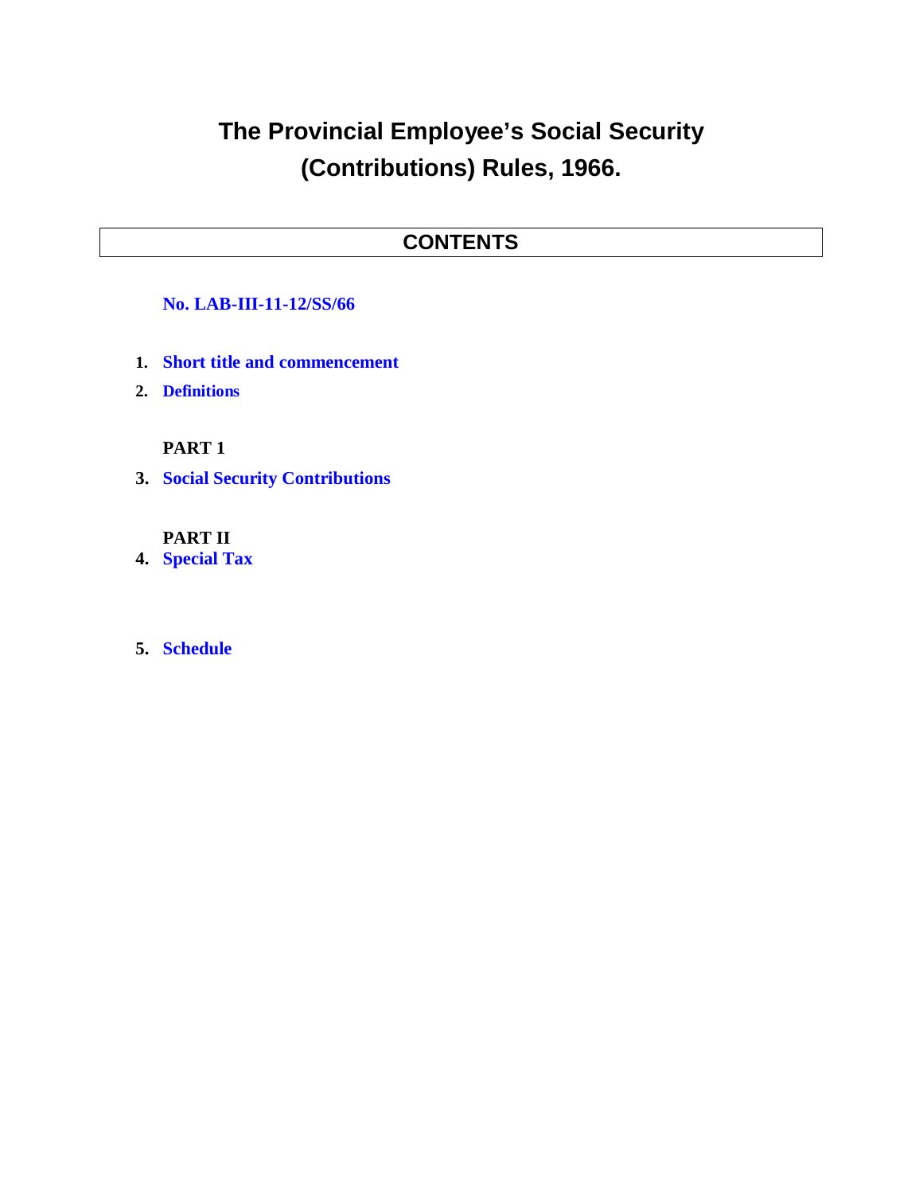# The Provincial Employee's Social Security (Contributions) Rules, 1966.

## CONTENTS

**No. LAB-III-11-12/SS/66**

1. **Short title and commencement**
2. **Definitions**

**PART 1**

3. **Social Security Contributions**

**PART II**

4. **Special Tax**

5. **Schedule**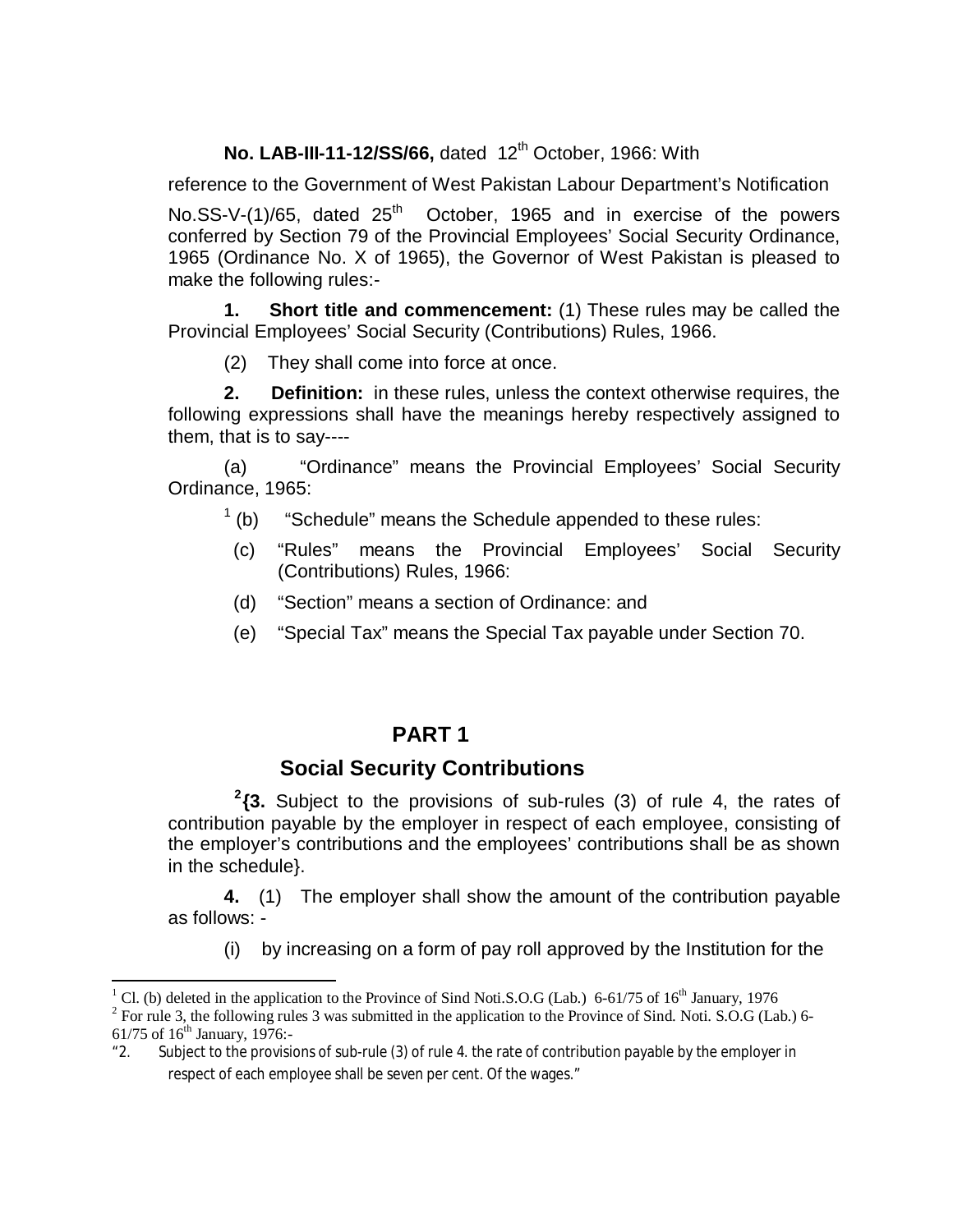**No. LAB-III-11-12/SS/66,** dated 12th October, 1966: With reference to the Government of West Pakistan Labour Department's Notification No.SS-V-(1)/65, dated 25th October, 1965 and in exercise of the powers conferred by Section 79 of the Provincial Employees' Social Security Ordinance, 1965 (Ordinance No. X of 1965), the Governor of West Pakistan is pleased to make the following rules:-

**1. Short title and commencement:** (1) These rules may be called the Provincial Employees' Social Security (Contributions) Rules, 1966.

(2) They shall come into force at once.

**2. Definition:** in these rules, unless the context otherwise requires, the following expressions shall have the meanings hereby respectively assigned to them, that is to say----

(a) "Ordinance" means the Provincial Employees' Social Security Ordinance, 1965:

[1] (b) "Schedule" means the Schedule appended to these rules:

(c) "Rules" means the Provincial Employees' Social Security (Contributions) Rules, 1966:

(d) "Section" means a section of Ordinance: and

(e) "Special Tax" means the Special Tax payable under Section 70.

## PART 1

## Social Security Contributions

[2]**{3.** Subject to the provisions of sub-rules (3) of rule 4, the rates of contribution payable by the employer in respect of each employee, consisting of the employer's contributions and the employees' contributions shall be as shown in the schedule}.

**4.** (1) The employer shall show the amount of the contribution payable as follows: -

(i) by increasing on a form of pay roll approved by the Institution for the

---

[1] Cl. (b) deleted in the application to the Province of Sind Noti.S.O.G (Lab.) 6-61/75 of 16th January, 1976

[2] For rule 3, the following rules 3 was submitted in the application to the Province of Sind. Noti. S.O.G (Lab.) 6-61/75 of 16th January, 1976:-

"2. Subject to the provisions of sub-rule (3) of rule 4. the rate of contribution payable by the employer in respect of each employee shall be seven per cent. Of the wages."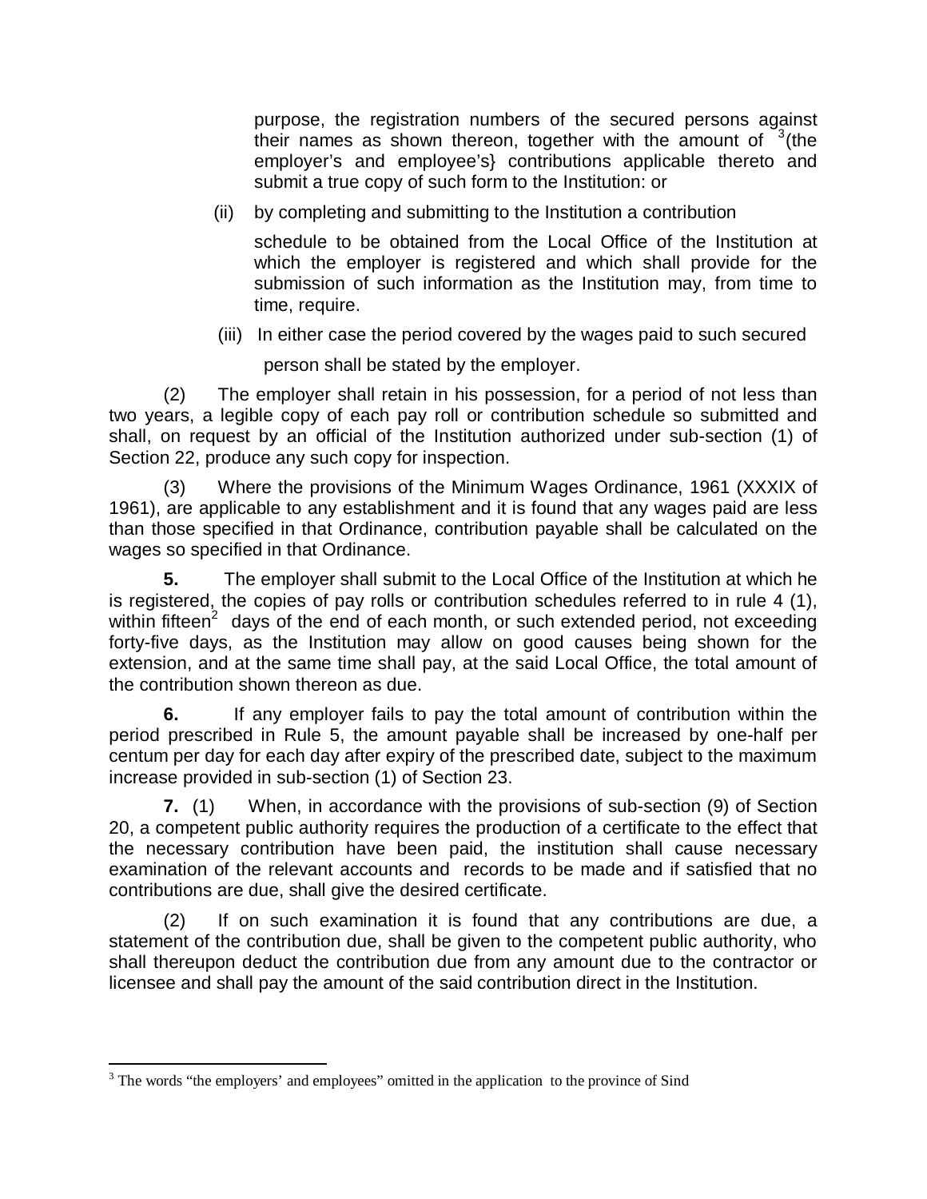purpose, the registration numbers of the secured persons against their names as shown thereon, together with the amount of [3](the employer's and employee's} contributions applicable thereto and submit a true copy of such form to the Institution: or

(ii) by completing and submitting to the Institution a contribution schedule to be obtained from the Local Office of the Institution at which the employer is registered and which shall provide for the submission of such information as the Institution may, from time to time, require.

(iii) In either case the period covered by the wages paid to such secured person shall be stated by the employer.

(2) The employer shall retain in his possession, for a period of not less than two years, a legible copy of each pay roll or contribution schedule so submitted and shall, on request by an official of the Institution authorized under sub-section (1) of Section 22, produce any such copy for inspection.

(3) Where the provisions of the Minimum Wages Ordinance, 1961 (XXXIX of 1961), are applicable to any establishment and it is found that any wages paid are less than those specified in that Ordinance, contribution payable shall be calculated on the wages so specified in that Ordinance.

**5.** The employer shall submit to the Local Office of the Institution at which he is registered, the copies of pay rolls or contribution schedules referred to in rule 4 (1), within fifteen[2] days of the end of each month, or such extended period, not exceeding forty-five days, as the Institution may allow on good causes being shown for the extension, and at the same time shall pay, at the said Local Office, the total amount of the contribution shown thereon as due.

**6.** If any employer fails to pay the total amount of contribution within the period prescribed in Rule 5, the amount payable shall be increased by one-half per centum per day for each day after expiry of the prescribed date, subject to the maximum increase provided in sub-section (1) of Section 23.

**7.** (1) When, in accordance with the provisions of sub-section (9) of Section 20, a competent public authority requires the production of a certificate to the effect that the necessary contribution have been paid, the institution shall cause necessary examination of the relevant accounts and records to be made and if satisfied that no contributions are due, shall give the desired certificate.

(2) If on such examination it is found that any contributions are due, a statement of the contribution due, shall be given to the competent public authority, who shall thereupon deduct the contribution due from any amount due to the contractor or licensee and shall pay the amount of the said contribution direct in the Institution.

---

[3] The words "the employers' and employees" omitted in the application to the province of Sind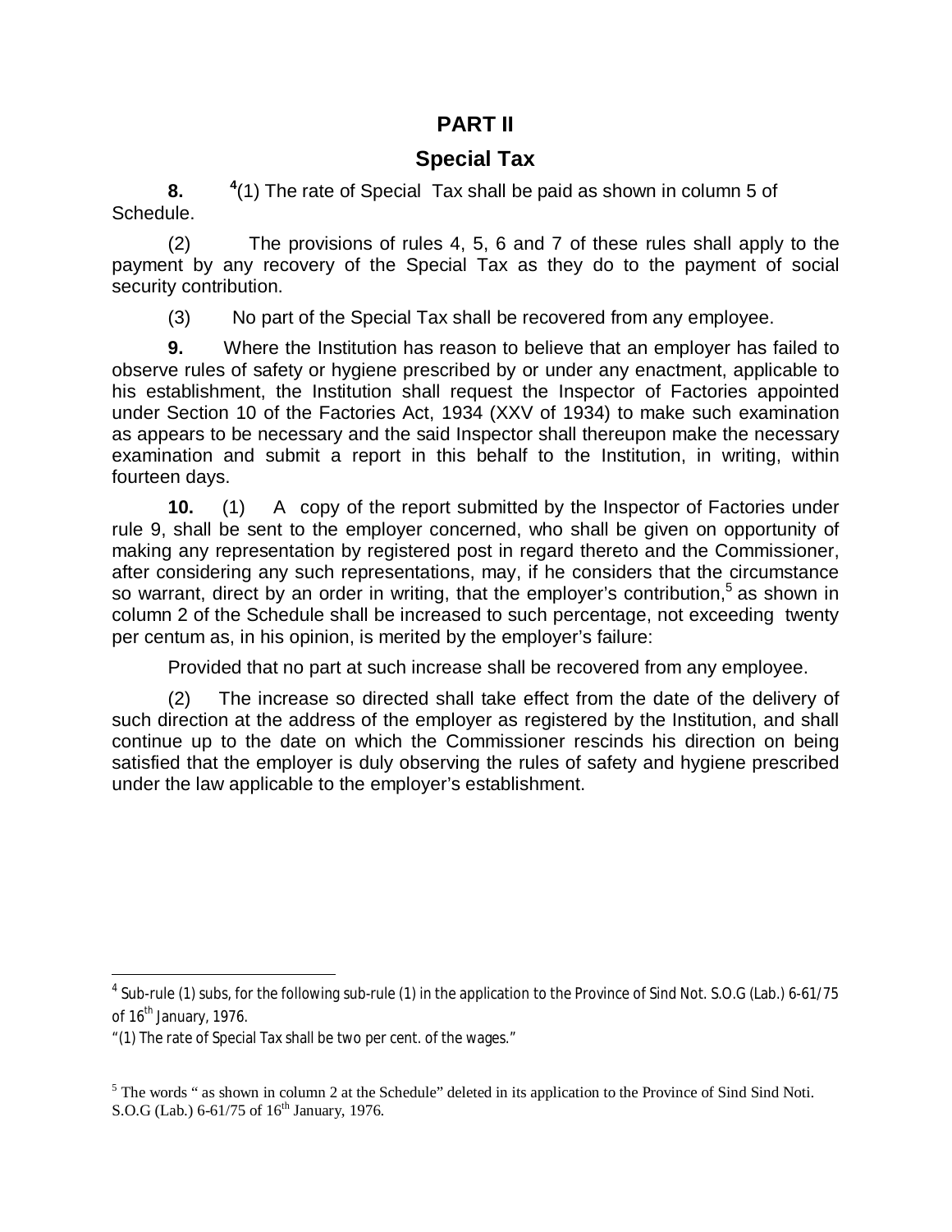## PART II

## Special Tax

**8.** [4](1) The rate of Special Tax shall be paid as shown in column 5 of Schedule.

(2) The provisions of rules 4, 5, 6 and 7 of these rules shall apply to the payment by any recovery of the Special Tax as they do to the payment of social security contribution.

(3) No part of the Special Tax shall be recovered from any employee.

**9.** Where the Institution has reason to believe that an employer has failed to observe rules of safety or hygiene prescribed by or under any enactment, applicable to his establishment, the Institution shall request the Inspector of Factories appointed under Section 10 of the Factories Act, 1934 (XXV of 1934) to make such examination as appears to be necessary and the said Inspector shall thereupon make the necessary examination and submit a report in this behalf to the Institution, in writing, within fourteen days.

**10.** (1) A copy of the report submitted by the Inspector of Factories under rule 9, shall be sent to the employer concerned, who shall be given on opportunity of making any representation by registered post in regard thereto and the Commissioner, after considering any such representations, may, if he considers that the circumstance so warrant, direct by an order in writing, that the employer's contribution,[5] as shown in column 2 of the Schedule shall be increased to such percentage, not exceeding twenty per centum as, in his opinion, is merited by the employer's failure:

Provided that no part at such increase shall be recovered from any employee.

(2) The increase so directed shall take effect from the date of the delivery of such direction at the address of the employer as registered by the Institution, and shall continue up to the date on which the Commissioner rescinds his direction on being satisfied that the employer is duly observing the rules of safety and hygiene prescribed under the law applicable to the employer's establishment.

---

[4] Sub-rule (1) subs, for the following sub-rule (1) in the application to the Province of Sind Not. S.O.G (Lab.) 6-61/75 of 16th January, 1976.

"(1) The rate of Special Tax shall be two per cent. of the wages."

[5] The words " as shown in column 2 at the Schedule" deleted in its application to the Province of Sind Sind Noti. S.O.G (Lab.) 6-61/75 of 16th January, 1976.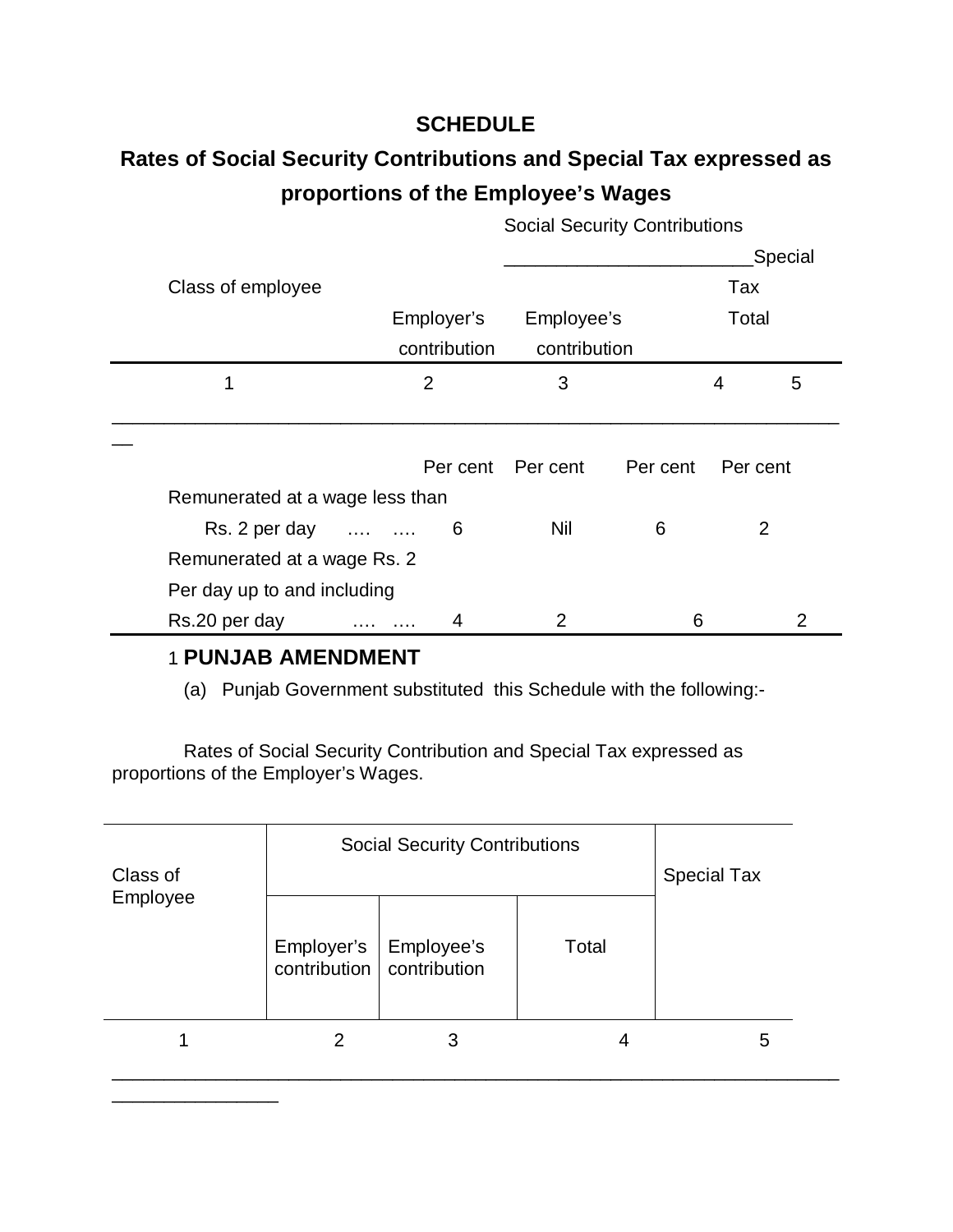## SCHEDULE

## Rates of Social Security Contributions and Special Tax expressed as proportions of the Employee's Wages

| Class of employee | Social Security Contributions | | | Special Tax |
|---|---|---|---|---|
| | Employer's contribution | Employee's contribution | Total | |
| 1 | 2 | 3 | 4 | 5 |
| | Per cent | Per cent | Per cent | Per cent |
| Remunerated at a wage less than Rs. 2 per day …. …. | 6 | Nil | 6 | 2 |
| Remunerated at a wage Rs. 2 Per day up to and including Rs.20 per day …. …. | 4 | 2 | 6 | 2 |

### 1 PUNJAB AMENDMENT

(a) Punjab Government substituted this Schedule with the following:-

Rates of Social Security Contribution and Special Tax expressed as proportions of the Employer's Wages.

| Class of Employee | Social Security Contributions | | | Special Tax |
|---|---|---|---|---|
| | Employer's contribution | Employee's contribution | Total | |
| 1 | 2 | 3 | 4 | 5 |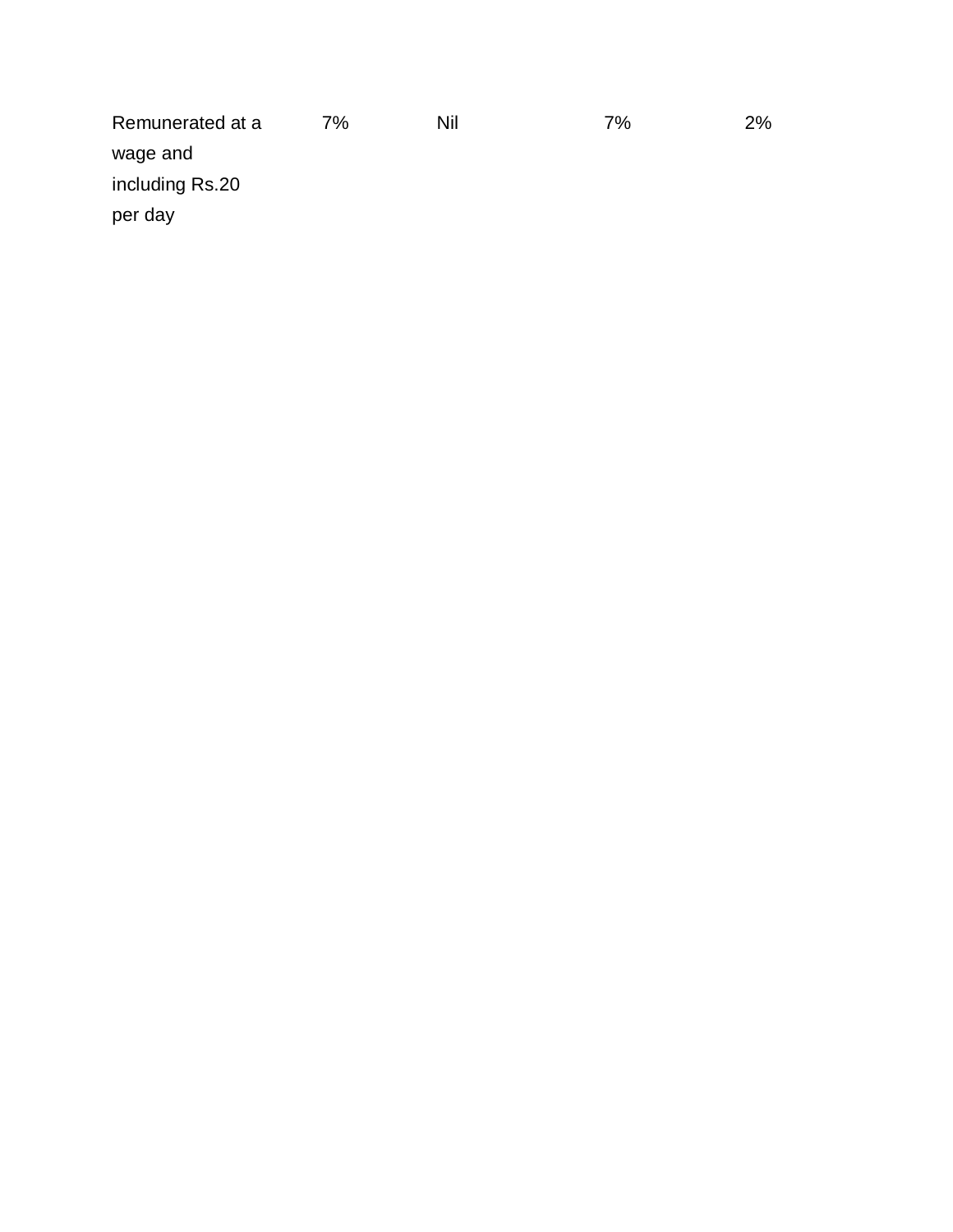| | | | | |
|---|---|---|---|---|
| Remunerated at a wage and including Rs.20 per day | 7% | Nil | 7% | 2% |